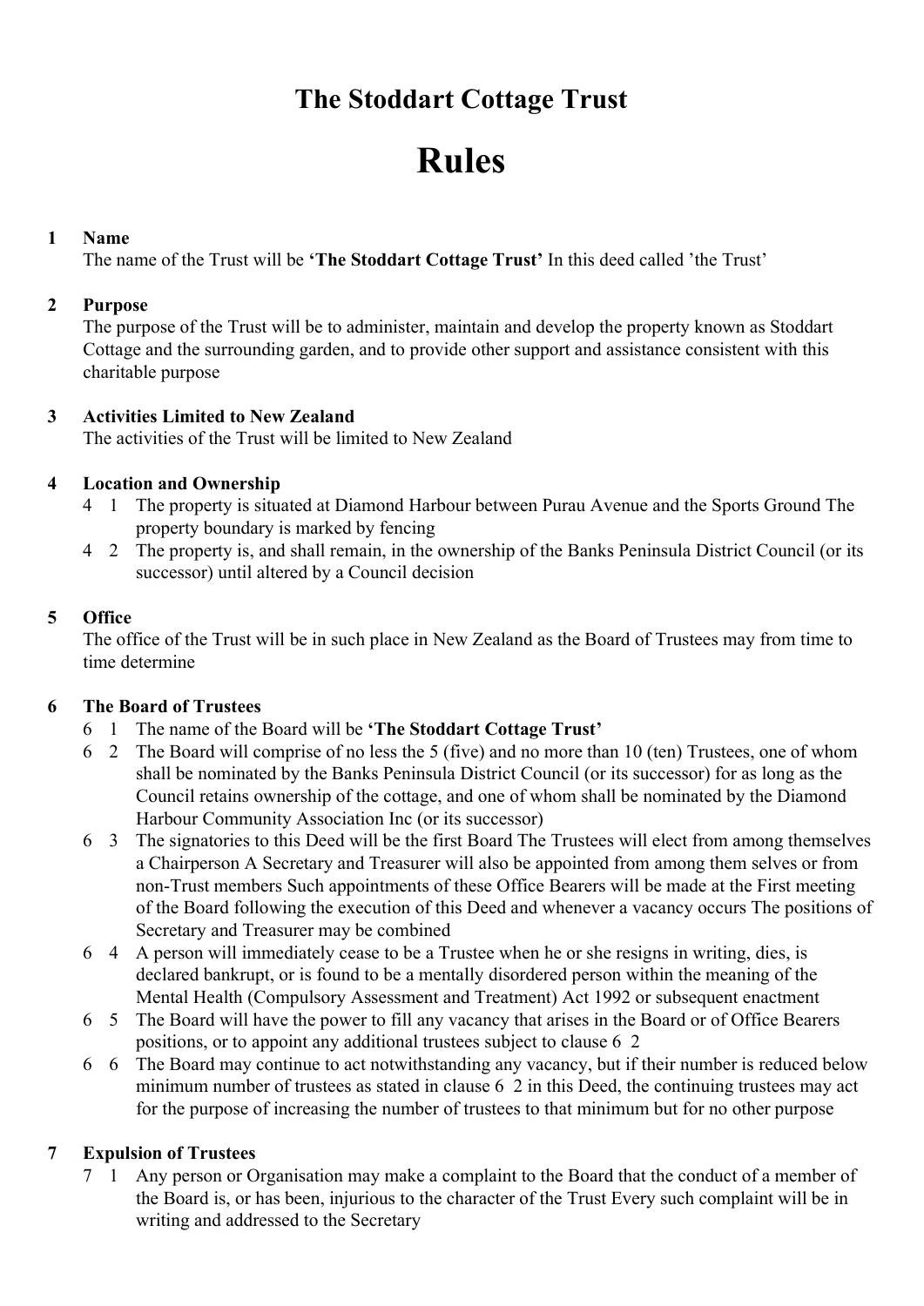# The Stoddart Cottage Trust

# Rules

**1 Name**

The name of the Trust will be **'The Stoddart Cottage Trust'** In this deed called 'the Trust'

**2 Purpose**

The purpose of the Trust will be to administer, maintain and develop the property known as Stoddart Cottage and the surrounding garden, and to provide other support and assistance consistent with this charitable purpose

**3 Activities Limited to New Zealand**

The activities of the Trust will be limited to New Zealand

**4 Location and Ownership**

4 1 The property is situated at Diamond Harbour between Purau Avenue and the Sports Ground The property boundary is marked by fencing

4 2 The property is, and shall remain, in the ownership of the Banks Peninsula District Council (or its successor) until altered by a Council decision

**5 Office**

The office of the Trust will be in such place in New Zealand as the Board of Trustees may from time to time determine

**6 The Board of Trustees**

6 1 The name of the Board will be **'The Stoddart Cottage Trust'**

6 2 The Board will comprise of no less the 5 (five) and no more than 10 (ten) Trustees, one of whom shall be nominated by the Banks Peninsula District Council (or its successor) for as long as the Council retains ownership of the cottage, and one of whom shall be nominated by the Diamond Harbour Community Association Inc (or its successor)

6 3 The signatories to this Deed will be the first Board The Trustees will elect from among themselves a Chairperson A Secretary and Treasurer will also be appointed from among them selves or from non-Trust members Such appointments of these Office Bearers will be made at the First meeting of the Board following the execution of this Deed and whenever a vacancy occurs The positions of Secretary and Treasurer may be combined

6 4 A person will immediately cease to be a Trustee when he or she resigns in writing, dies, is declared bankrupt, or is found to be a mentally disordered person within the meaning of the Mental Health (Compulsory Assessment and Treatment) Act 1992 or subsequent enactment

6 5 The Board will have the power to fill any vacancy that arises in the Board or of Office Bearers positions, or to appoint any additional trustees subject to clause 6 2

6 6 The Board may continue to act notwithstanding any vacancy, but if their number is reduced below minimum number of trustees as stated in clause 6 2 in this Deed, the continuing trustees may act for the purpose of increasing the number of trustees to that minimum but for no other purpose

**7 Expulsion of Trustees**

7 1 Any person or Organisation may make a complaint to the Board that the conduct of a member of the Board is, or has been, injurious to the character of the Trust Every such complaint will be in writing and addressed to the Secretary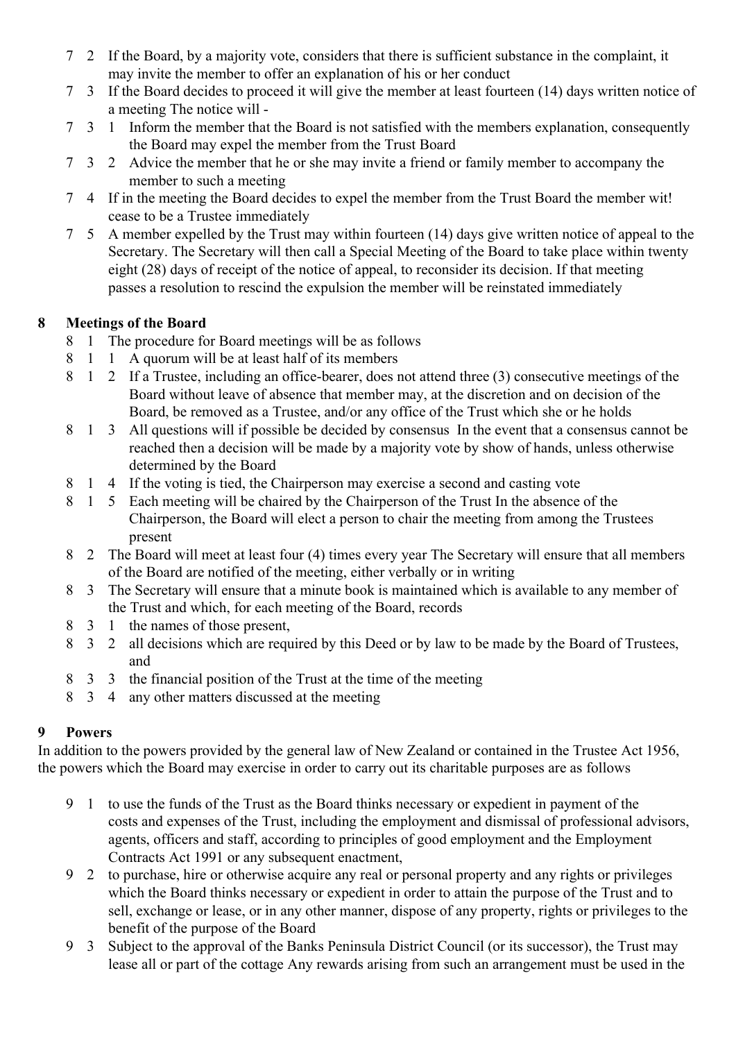7 2 If the Board, by a majority vote, considers that there is sufficient substance in the complaint, it may invite the member to offer an explanation of his or her conduct

7 3 If the Board decides to proceed it will give the member at least fourteen (14) days written notice of a meeting The notice will -

7 3 1 Inform the member that the Board is not satisfied with the members explanation, consequently the Board may expel the member from the Trust Board

7 3 2 Advice the member that he or she may invite a friend or family member to accompany the member to such a meeting

7 4 If in the meeting the Board decides to expel the member from the Trust Board the member wit! cease to be a Trustee immediately

7 5 A member expelled by the Trust may within fourteen (14) days give written notice of appeal to the Secretary. The Secretary will then call a Special Meeting of the Board to take place within twenty eight (28) days of receipt of the notice of appeal, to reconsider its decision. If that meeting passes a resolution to rescind the expulsion the member will be reinstated immediately

## 8 Meetings of the Board

8 1 The procedure for Board meetings will be as follows

8 1 1 A quorum will be at least half of its members

8 1 2 If a Trustee, including an office-bearer, does not attend three (3) consecutive meetings of the Board without leave of absence that member may, at the discretion and on decision of the Board, be removed as a Trustee, and/or any office of the Trust which she or he holds

8 1 3 All questions will if possible be decided by consensus In the event that a consensus cannot be reached then a decision will be made by a majority vote by show of hands, unless otherwise determined by the Board

8 1 4 If the voting is tied, the Chairperson may exercise a second and casting vote

8 1 5 Each meeting will be chaired by the Chairperson of the Trust In the absence of the Chairperson, the Board will elect a person to chair the meeting from among the Trustees present

8 2 The Board will meet at least four (4) times every year The Secretary will ensure that all members of the Board are notified of the meeting, either verbally or in writing

8 3 The Secretary will ensure that a minute book is maintained which is available to any member of the Trust and which, for each meeting of the Board, records

8 3 1 the names of those present,

8 3 2 all decisions which are required by this Deed or by law to be made by the Board of Trustees, and

8 3 3 the financial position of the Trust at the time of the meeting

8 3 4 any other matters discussed at the meeting

## 9 Powers

In addition to the powers provided by the general law of New Zealand or contained in the Trustee Act 1956, the powers which the Board may exercise in order to carry out its charitable purposes are as follows

9 1 to use the funds of the Trust as the Board thinks necessary or expedient in payment of the costs and expenses of the Trust, including the employment and dismissal of professional advisors, agents, officers and staff, according to principles of good employment and the Employment Contracts Act 1991 or any subsequent enactment,

9 2 to purchase, hire or otherwise acquire any real or personal property and any rights or privileges which the Board thinks necessary or expedient in order to attain the purpose of the Trust and to sell, exchange or lease, or in any other manner, dispose of any property, rights or privileges to the benefit of the purpose of the Board

9 3 Subject to the approval of the Banks Peninsula District Council (or its successor), the Trust may lease all or part of the cottage Any rewards arising from such an arrangement must be used in the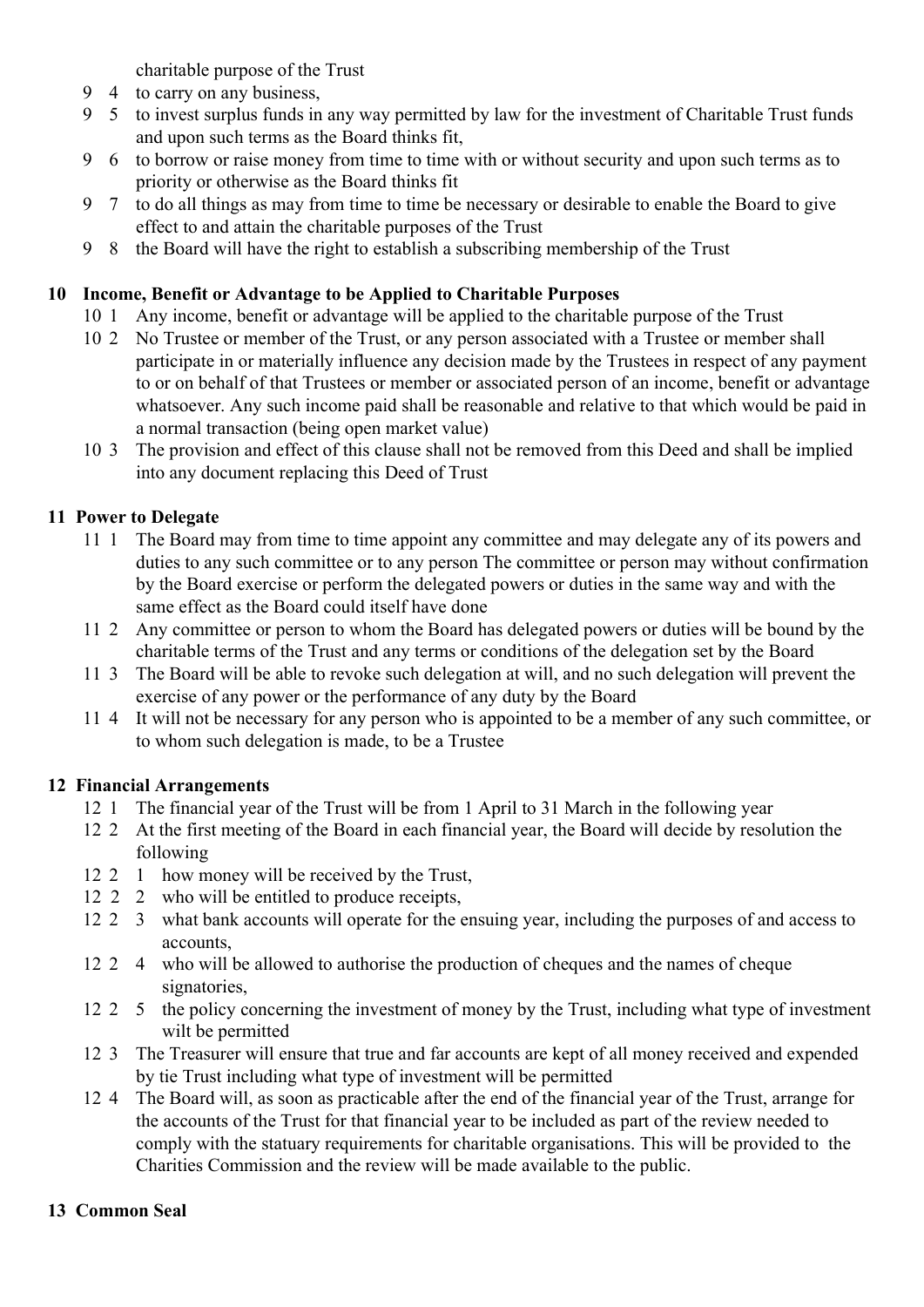charitable purpose of the Trust

9 4 to carry on any business,

9 5 to invest surplus funds in any way permitted by law for the investment of Charitable Trust funds and upon such terms as the Board thinks fit,

9 6 to borrow or raise money from time to time with or without security and upon such terms as to priority or otherwise as the Board thinks fit

9 7 to do all things as may from time to time be necessary or desirable to enable the Board to give effect to and attain the charitable purposes of the Trust

9 8 the Board will have the right to establish a subscribing membership of the Trust

## 10 Income, Benefit or Advantage to be Applied to Charitable Purposes

10 1 Any income, benefit or advantage will be applied to the charitable purpose of the Trust

10 2 No Trustee or member of the Trust, or any person associated with a Trustee or member shall participate in or materially influence any decision made by the Trustees in respect of any payment to or on behalf of that Trustees or member or associated person of an income, benefit or advantage whatsoever. Any such income paid shall be reasonable and relative to that which would be paid in a normal transaction (being open market value)

10 3 The provision and effect of this clause shall not be removed from this Deed and shall be implied into any document replacing this Deed of Trust

## 11 Power to Delegate

11 1 The Board may from time to time appoint any committee and may delegate any of its powers and duties to any such committee or to any person The committee or person may without confirmation by the Board exercise or perform the delegated powers or duties in the same way and with the same effect as the Board could itself have done

11 2 Any committee or person to whom the Board has delegated powers or duties will be bound by the charitable terms of the Trust and any terms or conditions of the delegation set by the Board

11 3 The Board will be able to revoke such delegation at will, and no such delegation will prevent the exercise of any power or the performance of any duty by the Board

11 4 It will not be necessary for any person who is appointed to be a member of any such committee, or to whom such delegation is made, to be a Trustee

## 12 Financial Arrangements

12 1 The financial year of the Trust will be from 1 April to 31 March in the following year

12 2 At the first meeting of the Board in each financial year, the Board will decide by resolution the following

12 2 1 how money will be received by the Trust,

12 2 2 who will be entitled to produce receipts,

12 2 3 what bank accounts will operate for the ensuing year, including the purposes of and access to accounts,

12 2 4 who will be allowed to authorise the production of cheques and the names of cheque signatories,

12 2 5 the policy concerning the investment of money by the Trust, including what type of investment wilt be permitted

12 3 The Treasurer will ensure that true and far accounts are kept of all money received and expended by tie Trust including what type of investment will be permitted

12 4 The Board will, as soon as practicable after the end of the financial year of the Trust, arrange for the accounts of the Trust for that financial year to be included as part of the review needed to comply with the statuary requirements for charitable organisations. This will be provided to the Charities Commission and the review will be made available to the public.

## 13 Common Seal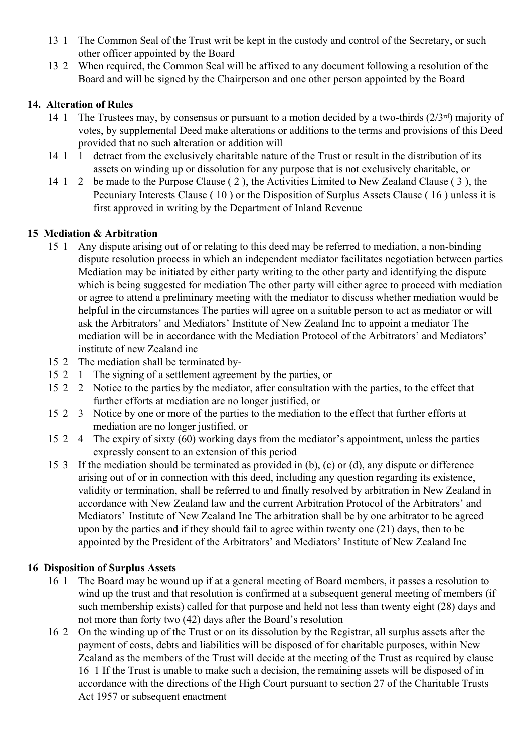13 1 The Common Seal of the Trust writ be kept in the custody and control of the Secretary, or such other officer appointed by the Board

13 2 When required, the Common Seal will be affixed to any document following a resolution of the Board and will be signed by the Chairperson and one other person appointed by the Board

## 14. Alteration of Rules

14 1 The Trustees may, by consensus or pursuant to a motion decided by a two-thirds (2/3rd) majority of votes, by supplemental Deed make alterations or additions to the terms and provisions of this Deed provided that no such alteration or addition will

14 1 1 detract from the exclusively charitable nature of the Trust or result in the distribution of its assets on winding up or dissolution for any purpose that is not exclusively charitable, or

14 1 2 be made to the Purpose Clause ( 2 ), the Activities Limited to New Zealand Clause ( 3 ), the Pecuniary Interests Clause ( 10 ) or the Disposition of Surplus Assets Clause ( 16 ) unless it is first approved in writing by the Department of Inland Revenue

## 15 Mediation & Arbitration

15 1 Any dispute arising out of or relating to this deed may be referred to mediation, a non-binding dispute resolution process in which an independent mediator facilitates negotiation between parties Mediation may be initiated by either party writing to the other party and identifying the dispute which is being suggested for mediation The other party will either agree to proceed with mediation or agree to attend a preliminary meeting with the mediator to discuss whether mediation would be helpful in the circumstances The parties will agree on a suitable person to act as mediator or will ask the Arbitrators' and Mediators' Institute of New Zealand Inc to appoint a mediator The mediation will be in accordance with the Mediation Protocol of the Arbitrators' and Mediators' institute of new Zealand inc

15 2 The mediation shall be terminated by-

15 2 1 The signing of a settlement agreement by the parties, or

15 2 2 Notice to the parties by the mediator, after consultation with the parties, to the effect that further efforts at mediation are no longer justified, or

15 2 3 Notice by one or more of the parties to the mediation to the effect that further efforts at mediation are no longer justified, or

15 2 4 The expiry of sixty (60) working days from the mediator's appointment, unless the parties expressly consent to an extension of this period

15 3 If the mediation should be terminated as provided in (b), (c) or (d), any dispute or difference arising out of or in connection with this deed, including any question regarding its existence, validity or termination, shall be referred to and finally resolved by arbitration in New Zealand in accordance with New Zealand law and the current Arbitration Protocol of the Arbitrators' and Mediators' Institute of New Zealand Inc The arbitration shall be by one arbitrator to be agreed upon by the parties and if they should fail to agree within twenty one (21) days, then to be appointed by the President of the Arbitrators' and Mediators' Institute of New Zealand Inc

## 16 Disposition of Surplus Assets

16 1 The Board may be wound up if at a general meeting of Board members, it passes a resolution to wind up the trust and that resolution is confirmed at a subsequent general meeting of members (if such membership exists) called for that purpose and held not less than twenty eight (28) days and not more than forty two (42) days after the Board's resolution

16 2 On the winding up of the Trust or on its dissolution by the Registrar, all surplus assets after the payment of costs, debts and liabilities will be disposed of for charitable purposes, within New Zealand as the members of the Trust will decide at the meeting of the Trust as required by clause 16 1 If the Trust is unable to make such a decision, the remaining assets will be disposed of in accordance with the directions of the High Court pursuant to section 27 of the Charitable Trusts Act 1957 or subsequent enactment